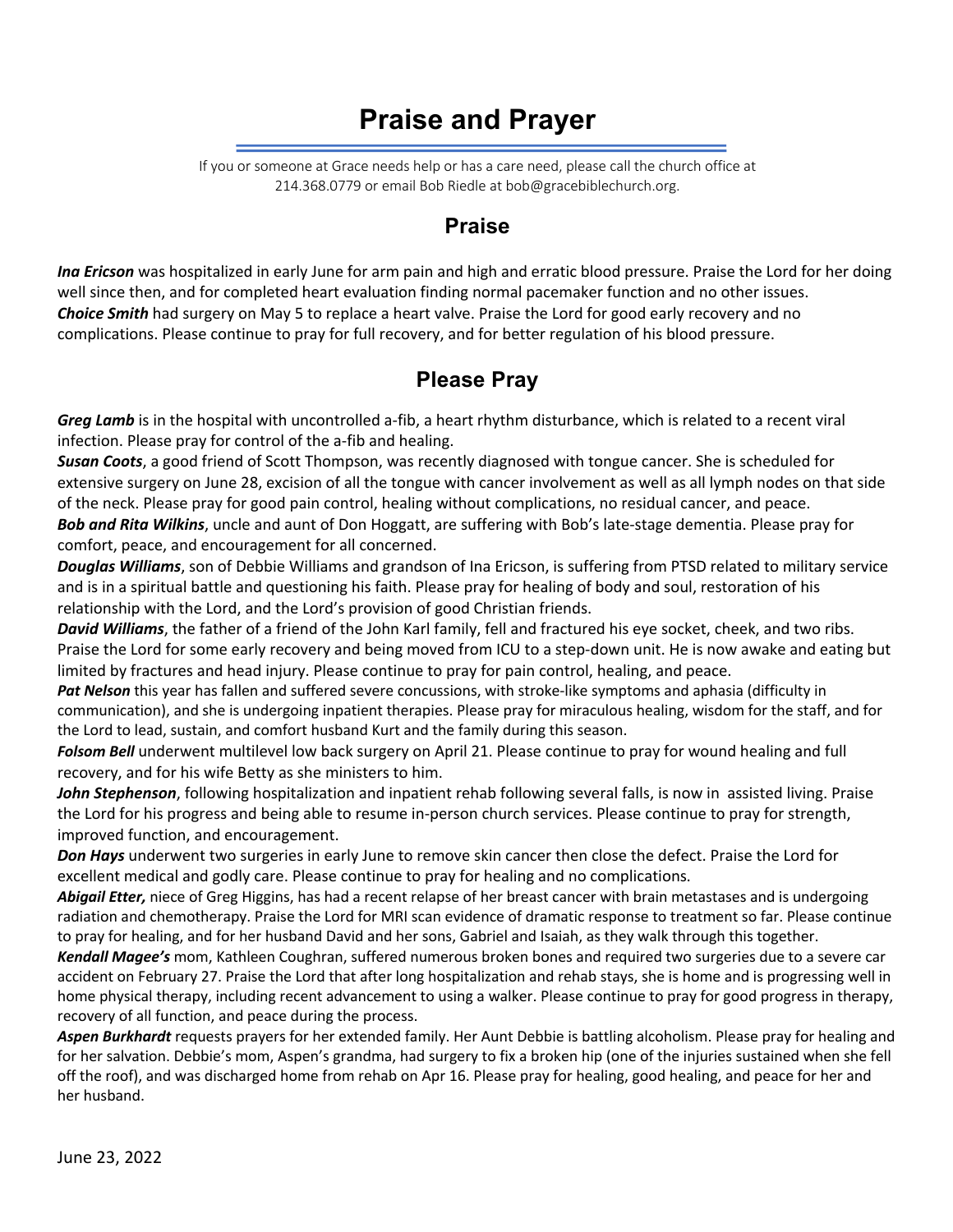# Praise and Prayer

If you or someone at Grace needs help or has a care need, please call the church office at 214.368.0779 or email Bob Riedle at bob@gracebiblechurch.org.

## Praise

***Ina Ericson*** was hospitalized in early June for arm pain and high and erratic blood pressure. Praise the Lord for her doing well since then, and for completed heart evaluation finding normal pacemaker function and no other issues.
***Choice Smith*** had surgery on May 5 to replace a heart valve. Praise the Lord for good early recovery and no complications. Please continue to pray for full recovery, and for better regulation of his blood pressure.

## Please Pray

***Greg Lamb*** is in the hospital with uncontrolled a-fib, a heart rhythm disturbance, which is related to a recent viral infection. Please pray for control of the a-fib and healing.
***Susan Coots***, a good friend of Scott Thompson, was recently diagnosed with tongue cancer. She is scheduled for extensive surgery on June 28, excision of all the tongue with cancer involvement as well as all lymph nodes on that side of the neck. Please pray for good pain control, healing without complications, no residual cancer, and peace.
***Bob and Rita Wilkins***, uncle and aunt of Don Hoggatt, are suffering with Bob's late-stage dementia. Please pray for comfort, peace, and encouragement for all concerned.
***Douglas Williams***, son of Debbie Williams and grandson of Ina Ericson, is suffering from PTSD related to military service and is in a spiritual battle and questioning his faith. Please pray for healing of body and soul, restoration of his relationship with the Lord, and the Lord's provision of good Christian friends.
***David Williams***, the father of a friend of the John Karl family, fell and fractured his eye socket, cheek, and two ribs. Praise the Lord for some early recovery and being moved from ICU to a step-down unit. He is now awake and eating but limited by fractures and head injury. Please continue to pray for pain control, healing, and peace.
***Pat Nelson*** this year has fallen and suffered severe concussions, with stroke-like symptoms and aphasia (difficulty in communication), and she is undergoing inpatient therapies. Please pray for miraculous healing, wisdom for the staff, and for the Lord to lead, sustain, and comfort husband Kurt and the family during this season.
***Folsom Bell*** underwent multilevel low back surgery on April 21. Please continue to pray for wound healing and full recovery, and for his wife Betty as she ministers to him.
***John Stephenson***, following hospitalization and inpatient rehab following several falls, is now in assisted living. Praise the Lord for his progress and being able to resume in-person church services. Please continue to pray for strength, improved function, and encouragement.
***Don Hays*** underwent two surgeries in early June to remove skin cancer then close the defect. Praise the Lord for excellent medical and godly care. Please continue to pray for healing and no complications.
***Abigail Etter,*** niece of Greg Higgins, has had a recent relapse of her breast cancer with brain metastases and is undergoing radiation and chemotherapy. Praise the Lord for MRI scan evidence of dramatic response to treatment so far. Please continue to pray for healing, and for her husband David and her sons, Gabriel and Isaiah, as they walk through this together.
***Kendall Magee's*** mom, Kathleen Coughran, suffered numerous broken bones and required two surgeries due to a severe car accident on February 27. Praise the Lord that after long hospitalization and rehab stays, she is home and is progressing well in home physical therapy, including recent advancement to using a walker. Please continue to pray for good progress in therapy, recovery of all function, and peace during the process.
***Aspen Burkhardt*** requests prayers for her extended family. Her Aunt Debbie is battling alcoholism. Please pray for healing and for her salvation. Debbie's mom, Aspen's grandma, had surgery to fix a broken hip (one of the injuries sustained when she fell off the roof), and was discharged home from rehab on Apr 16. Please pray for healing, good healing, and peace for her and her husband.

June 23, 2022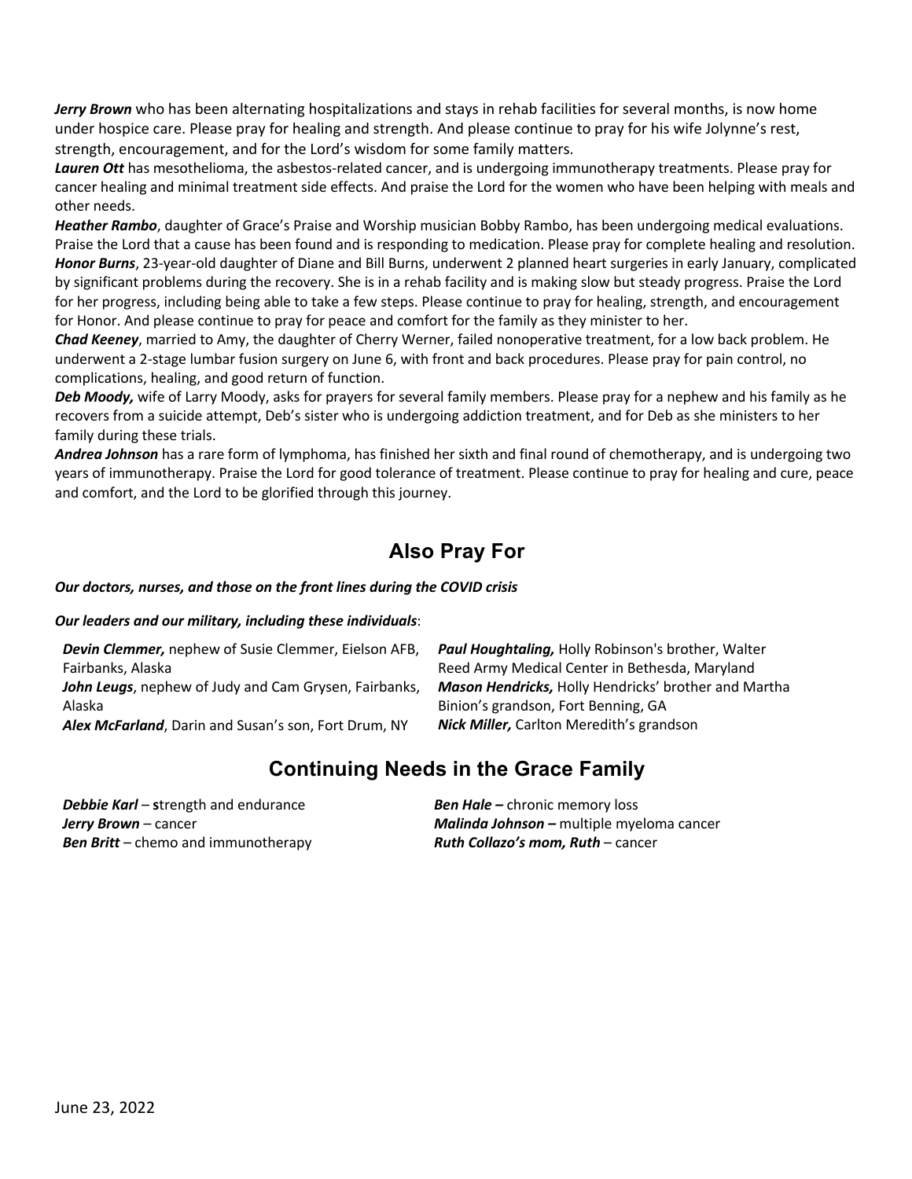***Jerry Brown*** who has been alternating hospitalizations and stays in rehab facilities for several months, is now home under hospice care. Please pray for healing and strength. And please continue to pray for his wife Jolynne's rest, strength, encouragement, and for the Lord's wisdom for some family matters.

***Lauren Ott*** has mesothelioma, the asbestos-related cancer, and is undergoing immunotherapy treatments. Please pray for cancer healing and minimal treatment side effects. And praise the Lord for the women who have been helping with meals and other needs.

***Heather Rambo***, daughter of Grace's Praise and Worship musician Bobby Rambo, has been undergoing medical evaluations. Praise the Lord that a cause has been found and is responding to medication. Please pray for complete healing and resolution.

***Honor Burns***, 23-year-old daughter of Diane and Bill Burns, underwent 2 planned heart surgeries in early January, complicated by significant problems during the recovery. She is in a rehab facility and is making slow but steady progress. Praise the Lord for her progress, including being able to take a few steps. Please continue to pray for healing, strength, and encouragement for Honor. And please continue to pray for peace and comfort for the family as they minister to her.

***Chad Keeney***, married to Amy, the daughter of Cherry Werner, failed nonoperative treatment, for a low back problem. He underwent a 2-stage lumbar fusion surgery on June 6, with front and back procedures. Please pray for pain control, no complications, healing, and good return of function.

***Deb Moody,*** wife of Larry Moody, asks for prayers for several family members. Please pray for a nephew and his family as he recovers from a suicide attempt, Deb's sister who is undergoing addiction treatment, and for Deb as she ministers to her family during these trials.

***Andrea Johnson*** has a rare form of lymphoma, has finished her sixth and final round of chemotherapy, and is undergoing two years of immunotherapy. Praise the Lord for good tolerance of treatment. Please continue to pray for healing and cure, peace and comfort, and the Lord to be glorified through this journey.

## Also Pray For

***Our doctors, nurses, and those on the front lines during the COVID crisis***

***Our leaders and our military, including these individuals***:

***Devin Clemmer,*** nephew of Susie Clemmer, Eielson AFB, Fairbanks, Alaska

***John Leugs***, nephew of Judy and Cam Grysen, Fairbanks, Alaska

***Alex McFarland***, Darin and Susan's son, Fort Drum, NY

***Paul Houghtaling,*** Holly Robinson's brother, Walter Reed Army Medical Center in Bethesda, Maryland

***Mason Hendricks,*** Holly Hendricks' brother and Martha Binion's grandson, Fort Benning, GA

***Nick Miller,*** Carlton Meredith's grandson

## Continuing Needs in the Grace Family

***Debbie Karl*** – strength and endurance

***Jerry Brown*** – cancer

***Ben Britt*** – chemo and immunotherapy

***Ben Hale –*** chronic memory loss

***Malinda Johnson –*** multiple myeloma cancer

***Ruth Collazo's mom, Ruth*** – cancer

June 23, 2022